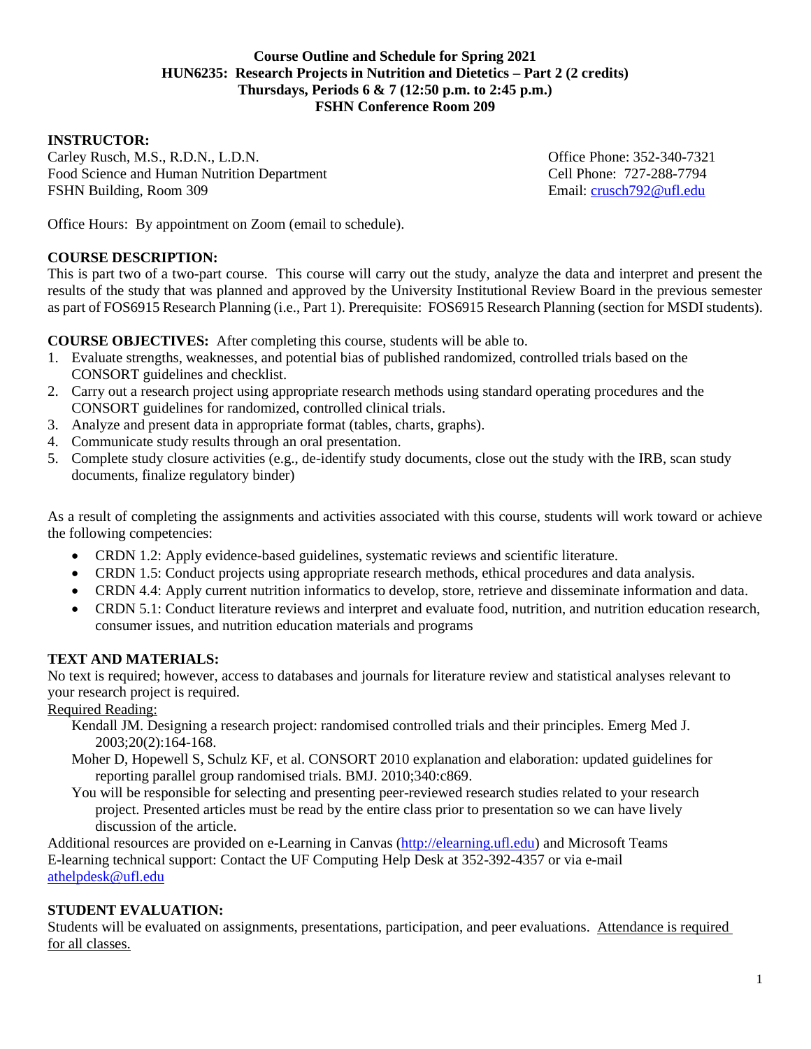**Course Outline and Schedule for Spring 2021**
**HUN6235: Research Projects in Nutrition and Dietetics – Part 2 (2 credits)**
**Thursdays, Periods 6 & 7 (12:50 p.m. to 2:45 p.m.)**
**FSHN Conference Room 209**

**INSTRUCTOR:**

Carley Rusch, M.S., R.D.N., L.D.N.
Food Science and Human Nutrition Department
FSHN Building, Room 309

Office Phone: 352-340-7321
Cell Phone: 727-288-7794
Email: crusch792@ufl.edu

Office Hours: By appointment on Zoom (email to schedule).

**COURSE DESCRIPTION:**

This is part two of a two-part course. This course will carry out the study, analyze the data and interpret and present the results of the study that was planned and approved by the University Institutional Review Board in the previous semester as part of FOS6915 Research Planning (i.e., Part 1). Prerequisite: FOS6915 Research Planning (section for MSDI students).

**COURSE OBJECTIVES:** After completing this course, students will be able to.

1. Evaluate strengths, weaknesses, and potential bias of published randomized, controlled trials based on the CONSORT guidelines and checklist.
2. Carry out a research project using appropriate research methods using standard operating procedures and the CONSORT guidelines for randomized, controlled clinical trials.
3. Analyze and present data in appropriate format (tables, charts, graphs).
4. Communicate study results through an oral presentation.
5. Complete study closure activities (e.g., de-identify study documents, close out the study with the IRB, scan study documents, finalize regulatory binder)

As a result of completing the assignments and activities associated with this course, students will work toward or achieve the following competencies:

- CRDN 1.2: Apply evidence-based guidelines, systematic reviews and scientific literature.
- CRDN 1.5: Conduct projects using appropriate research methods, ethical procedures and data analysis.
- CRDN 4.4: Apply current nutrition informatics to develop, store, retrieve and disseminate information and data.
- CRDN 5.1: Conduct literature reviews and interpret and evaluate food, nutrition, and nutrition education research, consumer issues, and nutrition education materials and programs

**TEXT AND MATERIALS:**

No text is required; however, access to databases and journals for literature review and statistical analyses relevant to your research project is required.

Required Reading:

Kendall JM. Designing a research project: randomised controlled trials and their principles. Emerg Med J. 2003;20(2):164-168.

Moher D, Hopewell S, Schulz KF, et al. CONSORT 2010 explanation and elaboration: updated guidelines for reporting parallel group randomised trials. BMJ. 2010;340:c869.

You will be responsible for selecting and presenting peer-reviewed research studies related to your research project. Presented articles must be read by the entire class prior to presentation so we can have lively discussion of the article.

Additional resources are provided on e-Learning in Canvas (http://elearning.ufl.edu) and Microsoft Teams
E-learning technical support: Contact the UF Computing Help Desk at 352-392-4357 or via e-mail athelpdesk@ufl.edu

**STUDENT EVALUATION:**

Students will be evaluated on assignments, presentations, participation, and peer evaluations. Attendance is required for all classes.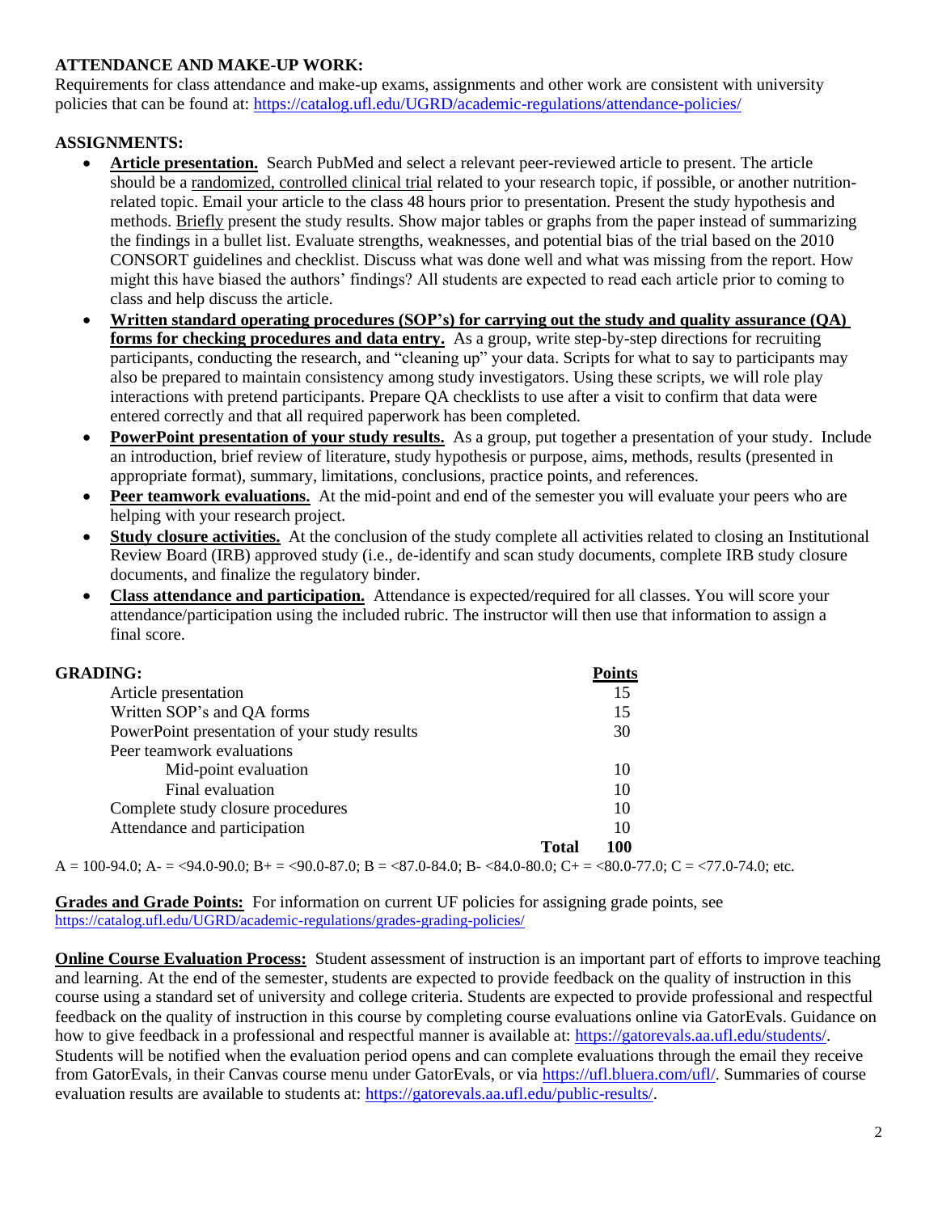**ATTENDANCE AND MAKE-UP WORK:**
Requirements for class attendance and make-up exams, assignments and other work are consistent with university policies that can be found at: https://catalog.ufl.edu/UGRD/academic-regulations/attendance-policies/

**ASSIGNMENTS:**

- **Article presentation.** Search PubMed and select a relevant peer-reviewed article to present. The article should be a randomized, controlled clinical trial related to your research topic, if possible, or another nutrition-related topic. Email your article to the class 48 hours prior to presentation. Present the study hypothesis and methods. Briefly present the study results. Show major tables or graphs from the paper instead of summarizing the findings in a bullet list. Evaluate strengths, weaknesses, and potential bias of the trial based on the 2010 CONSORT guidelines and checklist. Discuss what was done well and what was missing from the report. How might this have biased the authors' findings? All students are expected to read each article prior to coming to class and help discuss the article.
- **Written standard operating procedures (SOP's) for carrying out the study and quality assurance (QA) forms for checking procedures and data entry.** As a group, write step-by-step directions for recruiting participants, conducting the research, and "cleaning up" your data. Scripts for what to say to participants may also be prepared to maintain consistency among study investigators. Using these scripts, we will role play interactions with pretend participants. Prepare QA checklists to use after a visit to confirm that data were entered correctly and that all required paperwork has been completed.
- **PowerPoint presentation of your study results.** As a group, put together a presentation of your study. Include an introduction, brief review of literature, study hypothesis or purpose, aims, methods, results (presented in appropriate format), summary, limitations, conclusions, practice points, and references.
- **Peer teamwork evaluations.** At the mid-point and end of the semester you will evaluate your peers who are helping with your research project.
- **Study closure activities.** At the conclusion of the study complete all activities related to closing an Institutional Review Board (IRB) approved study (i.e., de-identify and scan study documents, complete IRB study closure documents, and finalize the regulatory binder.
- **Class attendance and participation.** Attendance is expected/required for all classes. You will score your attendance/participation using the included rubric. The instructor will then use that information to assign a final score.

**GRADING:**

| | Points |
|---|---|
| Article presentation | 15 |
| Written SOP's and QA forms | 15 |
| PowerPoint presentation of your study results | 30 |
| Peer teamwork evaluations | |
| Mid-point evaluation | 10 |
| Final evaluation | 10 |
| Complete study closure procedures | 10 |
| Attendance and participation | 10 |
| **Total** | **100** |

A = 100-94.0; A- = <94.0-90.0; B+ = <90.0-87.0; B = <87.0-84.0; B- <84.0-80.0; C+ = <80.0-77.0; C = <77.0-74.0; etc.

**Grades and Grade Points:** For information on current UF policies for assigning grade points, see https://catalog.ufl.edu/UGRD/academic-regulations/grades-grading-policies/

**Online Course Evaluation Process:** Student assessment of instruction is an important part of efforts to improve teaching and learning. At the end of the semester, students are expected to provide feedback on the quality of instruction in this course using a standard set of university and college criteria. Students are expected to provide professional and respectful feedback on the quality of instruction in this course by completing course evaluations online via GatorEvals. Guidance on how to give feedback in a professional and respectful manner is available at: https://gatorevals.aa.ufl.edu/students/. Students will be notified when the evaluation period opens and can complete evaluations through the email they receive from GatorEvals, in their Canvas course menu under GatorEvals, or via https://ufl.bluera.com/ufl/. Summaries of course evaluation results are available to students at: https://gatorevals.aa.ufl.edu/public-results/.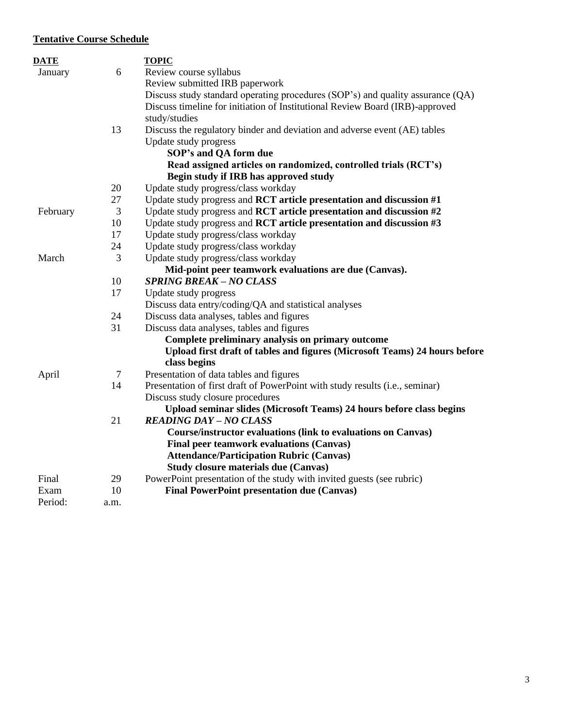**<u>Tentative Course Schedule</u>**

| **DATE** | | **TOPIC** |
|---|---|---|
| January | 6 | Review course syllabus<br>Review submitted IRB paperwork<br>Discuss study standard operating procedures (SOP's) and quality assurance (QA)<br>Discuss timeline for initiation of Institutional Review Board (IRB)-approved study/studies |
| | 13 | Discuss the regulatory binder and deviation and adverse event (AE) tables<br>Update study progress<br>**SOP's and QA form due**<br>**Read assigned articles on randomized, controlled trials (RCT's)**<br>**Begin study if IRB has approved study** |
| | 20 | Update study progress/class workday |
| | 27 | Update study progress and **RCT article presentation and discussion #1** |
| February | 3 | Update study progress and **RCT article presentation and discussion #2** |
| | 10 | Update study progress and **RCT article presentation and discussion #3** |
| | 17 | Update study progress/class workday |
| | 24 | Update study progress/class workday |
| March | 3 | Update study progress/class workday<br>**Mid-point peer teamwork evaluations are due (Canvas).** |
| | 10 | ***SPRING BREAK – NO CLASS*** |
| | 17 | Update study progress<br>Discuss data entry/coding/QA and statistical analyses |
| | 24 | Discuss data analyses, tables and figures |
| | 31 | Discuss data analyses, tables and figures<br>**Complete preliminary analysis on primary outcome**<br>**Upload first draft of tables and figures (Microsoft Teams) 24 hours before class begins** |
| April | 7 | Presentation of data tables and figures |
| | 14 | Presentation of first draft of PowerPoint with study results (i.e., seminar)<br>Discuss study closure procedures<br>**Upload seminar slides (Microsoft Teams) 24 hours before class begins** |
| | 21 | ***READING DAY – NO CLASS***<br>**Course/instructor evaluations (link to evaluations on Canvas)**<br>**Final peer teamwork evaluations (Canvas)**<br>**Attendance/Participation Rubric (Canvas)**<br>**Study closure materials due (Canvas)** |
| Final Exam Period: | 29 10 a.m. | PowerPoint presentation of the study with invited guests (see rubric)<br>**Final PowerPoint presentation due (Canvas)** |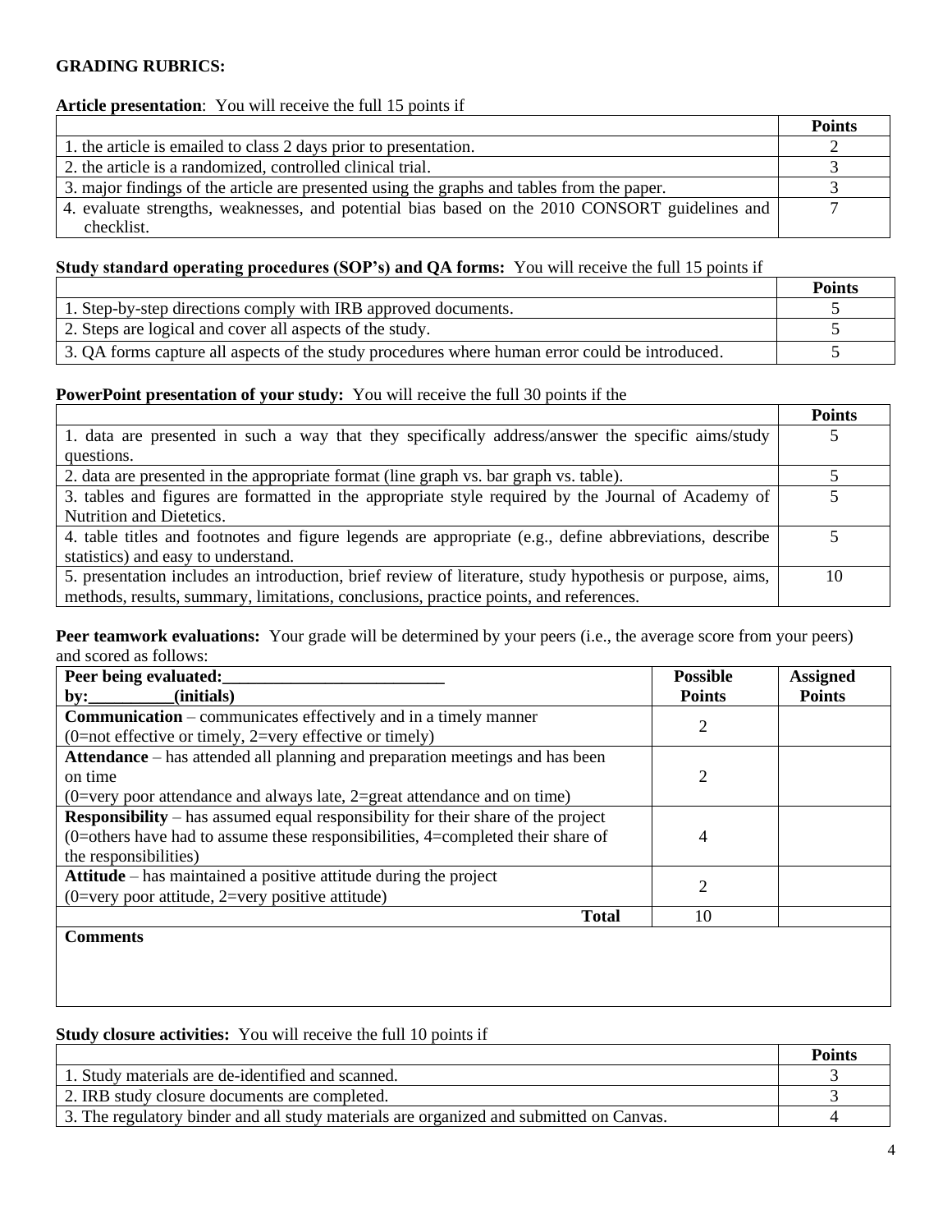**GRADING RUBRICS:**

**Article presentation**: You will receive the full 15 points if

| | **Points** |
|---|---|
| 1. the article is emailed to class 2 days prior to presentation. | 2 |
| 2. the article is a randomized, controlled clinical trial. | 3 |
| 3. major findings of the article are presented using the graphs and tables from the paper. | 3 |
| 4. evaluate strengths, weaknesses, and potential bias based on the 2010 CONSORT guidelines and checklist. | 7 |

**Study standard operating procedures (SOP's) and QA forms:** You will receive the full 15 points if

| | **Points** |
|---|---|
| 1. Step-by-step directions comply with IRB approved documents. | 5 |
| 2. Steps are logical and cover all aspects of the study. | 5 |
| 3. QA forms capture all aspects of the study procedures where human error could be introduced. | 5 |

**PowerPoint presentation of your study:** You will receive the full 30 points if the

| | **Points** |
|---|---|
| 1. data are presented in such a way that they specifically address/answer the specific aims/study questions. | 5 |
| 2. data are presented in the appropriate format (line graph vs. bar graph vs. table). | 5 |
| 3. tables and figures are formatted in the appropriate style required by the Journal of Academy of Nutrition and Dietetics. | 5 |
| 4. table titles and footnotes and figure legends are appropriate (e.g., define abbreviations, describe statistics) and easy to understand. | 5 |
| 5. presentation includes an introduction, brief review of literature, study hypothesis or purpose, aims, methods, results, summary, limitations, conclusions, practice points, and references. | 10 |

**Peer teamwork evaluations:** Your grade will be determined by your peers (i.e., the average score from your peers) and scored as follows:

| **Peer being evaluated:__________________________ by:__________(initials)** | **Possible Points** | **Assigned Points** |
|---|---|---|
| **Communication** – communicates effectively and in a timely manner (0=not effective or timely, 2=very effective or timely) | 2 | |
| **Attendance** – has attended all planning and preparation meetings and has been on time (0=very poor attendance and always late, 2=great attendance and on time) | 2 | |
| **Responsibility** – has assumed equal responsibility for their share of the project (0=others have had to assume these responsibilities, 4=completed their share of the responsibilities) | 4 | |
| **Attitude** – has maintained a positive attitude during the project (0=very poor attitude, 2=very positive attitude) | 2 | |
| **Total** | 10 | |
| **Comments** | | |

**Study closure activities:** You will receive the full 10 points if

| | **Points** |
|---|---|
| 1. Study materials are de-identified and scanned. | 3 |
| 2. IRB study closure documents are completed. | 3 |
| 3. The regulatory binder and all study materials are organized and submitted on Canvas. | 4 |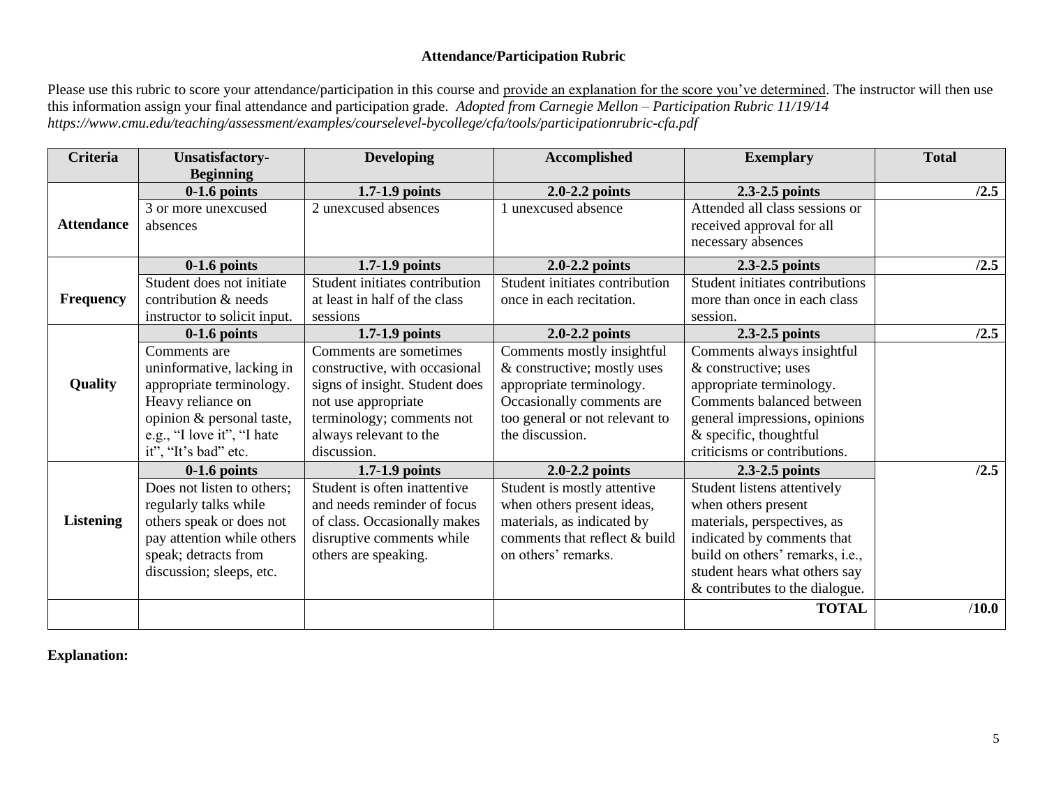**Attendance/Participation Rubric**

Please use this rubric to score your attendance/participation in this course and provide an explanation for the score you've determined. The instructor will then use this information assign your final attendance and participation grade. *Adopted from Carnegie Mellon – Participation Rubric 11/19/14 https://www.cmu.edu/teaching/assessment/examples/courselevel-bycollege/cfa/tools/participationrubric-cfa.pdf*

| Criteria | Unsatisfactory-Beginning | Developing | Accomplished | Exemplary | Total |
|---|---|---|---|---|---|
| | **0-1.6 points** | **1.7-1.9 points** | **2.0-2.2 points** | **2.3-2.5 points** | **/2.5** |
| **Attendance** | 3 or more unexcused absences | 2 unexcused absences | 1 unexcused absence | Attended all class sessions or received approval for all necessary absences | |
| | **0-1.6 points** | **1.7-1.9 points** | **2.0-2.2 points** | **2.3-2.5 points** | **/2.5** |
| **Frequency** | Student does not initiate contribution & needs instructor to solicit input. | Student initiates contribution at least in half of the class sessions | Student initiates contribution once in each recitation. | Student initiates contributions more than once in each class session. | |
| | **0-1.6 points** | **1.7-1.9 points** | **2.0-2.2 points** | **2.3-2.5 points** | **/2.5** |
| **Quality** | Comments are uninformative, lacking in appropriate terminology. Heavy reliance on opinion & personal taste, e.g., "I love it", "I hate it", "It's bad" etc. | Comments are sometimes constructive, with occasional signs of insight. Student does not use appropriate terminology; comments not always relevant to the discussion. | Comments mostly insightful & constructive; mostly uses appropriate terminology. Occasionally comments are too general or not relevant to the discussion. | Comments always insightful & constructive; uses appropriate terminology. Comments balanced between general impressions, opinions & specific, thoughtful criticisms or contributions. | |
| | **0-1.6 points** | **1.7-1.9 points** | **2.0-2.2 points** | **2.3-2.5 points** | **/2.5** |
| **Listening** | Does not listen to others; regularly talks while others speak or does not pay attention while others speak; detracts from discussion; sleeps, etc. | Student is often inattentive and needs reminder of focus of class. Occasionally makes disruptive comments while others are speaking. | Student is mostly attentive when others present ideas, materials, as indicated by comments that reflect & build on others' remarks. | Student listens attentively when others present materials, perspectives, as indicated by comments that build on others' remarks, i.e., student hears what others say & contributes to the dialogue. | |
| | | | | **TOTAL** | /**10.0** |

**Explanation:**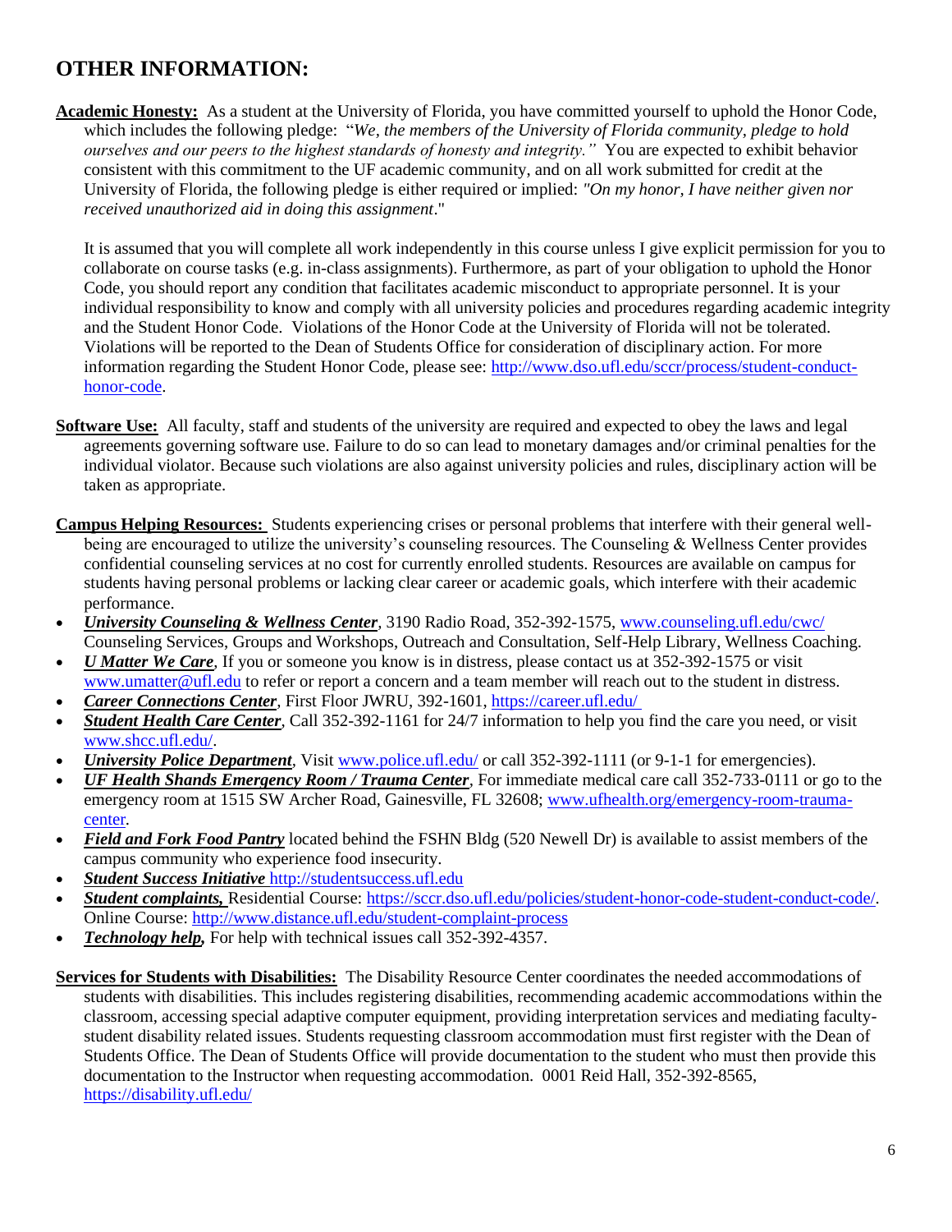## OTHER INFORMATION:

**Academic Honesty:** As a student at the University of Florida, you have committed yourself to uphold the Honor Code, which includes the following pledge: "*We, the members of the University of Florida community, pledge to hold ourselves and our peers to the highest standards of honesty and integrity."* You are expected to exhibit behavior consistent with this commitment to the UF academic community, and on all work submitted for credit at the University of Florida, the following pledge is either required or implied: *"On my honor, I have neither given nor received unauthorized aid in doing this assignment*."

It is assumed that you will complete all work independently in this course unless I give explicit permission for you to collaborate on course tasks (e.g. in-class assignments). Furthermore, as part of your obligation to uphold the Honor Code, you should report any condition that facilitates academic misconduct to appropriate personnel. It is your individual responsibility to know and comply with all university policies and procedures regarding academic integrity and the Student Honor Code. Violations of the Honor Code at the University of Florida will not be tolerated. Violations will be reported to the Dean of Students Office for consideration of disciplinary action. For more information regarding the Student Honor Code, please see: http://www.dso.ufl.edu/sccr/process/student-conduct-honor-code.

**Software Use:** All faculty, staff and students of the university are required and expected to obey the laws and legal agreements governing software use. Failure to do so can lead to monetary damages and/or criminal penalties for the individual violator. Because such violations are also against university policies and rules, disciplinary action will be taken as appropriate.

**Campus Helping Resources:** Students experiencing crises or personal problems that interfere with their general well-being are encouraged to utilize the university's counseling resources. The Counseling & Wellness Center provides confidential counseling services at no cost for currently enrolled students. Resources are available on campus for students having personal problems or lacking clear career or academic goals, which interfere with their academic performance.

- ***University Counseling & Wellness Center***, 3190 Radio Road, 352-392-1575, www.counseling.ufl.edu/cwc/ Counseling Services, Groups and Workshops, Outreach and Consultation, Self-Help Library, Wellness Coaching.
- ***U Matter We Care***, If you or someone you know is in distress, please contact us at 352-392-1575 or visit www.umatter@ufl.edu to refer or report a concern and a team member will reach out to the student in distress.
- ***Career Connections Center***, First Floor JWRU, 392-1601, https://career.ufl.edu/
- ***Student Health Care Center***, Call 352-392-1161 for 24/7 information to help you find the care you need, or visit www.shcc.ufl.edu/.
- ***University Police Department***, Visit www.police.ufl.edu/ or call 352-392-1111 (or 9-1-1 for emergencies).
- ***UF Health Shands Emergency Room / Trauma Center***, For immediate medical care call 352-733-0111 or go to the emergency room at 1515 SW Archer Road, Gainesville, FL 32608; www.ufhealth.org/emergency-room-trauma-center.
- ***Field and Fork Food Pantry*** located behind the FSHN Bldg (520 Newell Dr) is available to assist members of the campus community who experience food insecurity.
- ***Student Success Initiative*** http://studentsuccess.ufl.edu
- ***Student complaints,*** Residential Course: https://sccr.dso.ufl.edu/policies/student-honor-code-student-conduct-code/. Online Course: http://www.distance.ufl.edu/student-complaint-process
- ***Technology help,*** For help with technical issues call 352-392-4357.

**Services for Students with Disabilities:** The Disability Resource Center coordinates the needed accommodations of students with disabilities. This includes registering disabilities, recommending academic accommodations within the classroom, accessing special adaptive computer equipment, providing interpretation services and mediating faculty-student disability related issues. Students requesting classroom accommodation must first register with the Dean of Students Office. The Dean of Students Office will provide documentation to the student who must then provide this documentation to the Instructor when requesting accommodation. 0001 Reid Hall, 352-392-8565, https://disability.ufl.edu/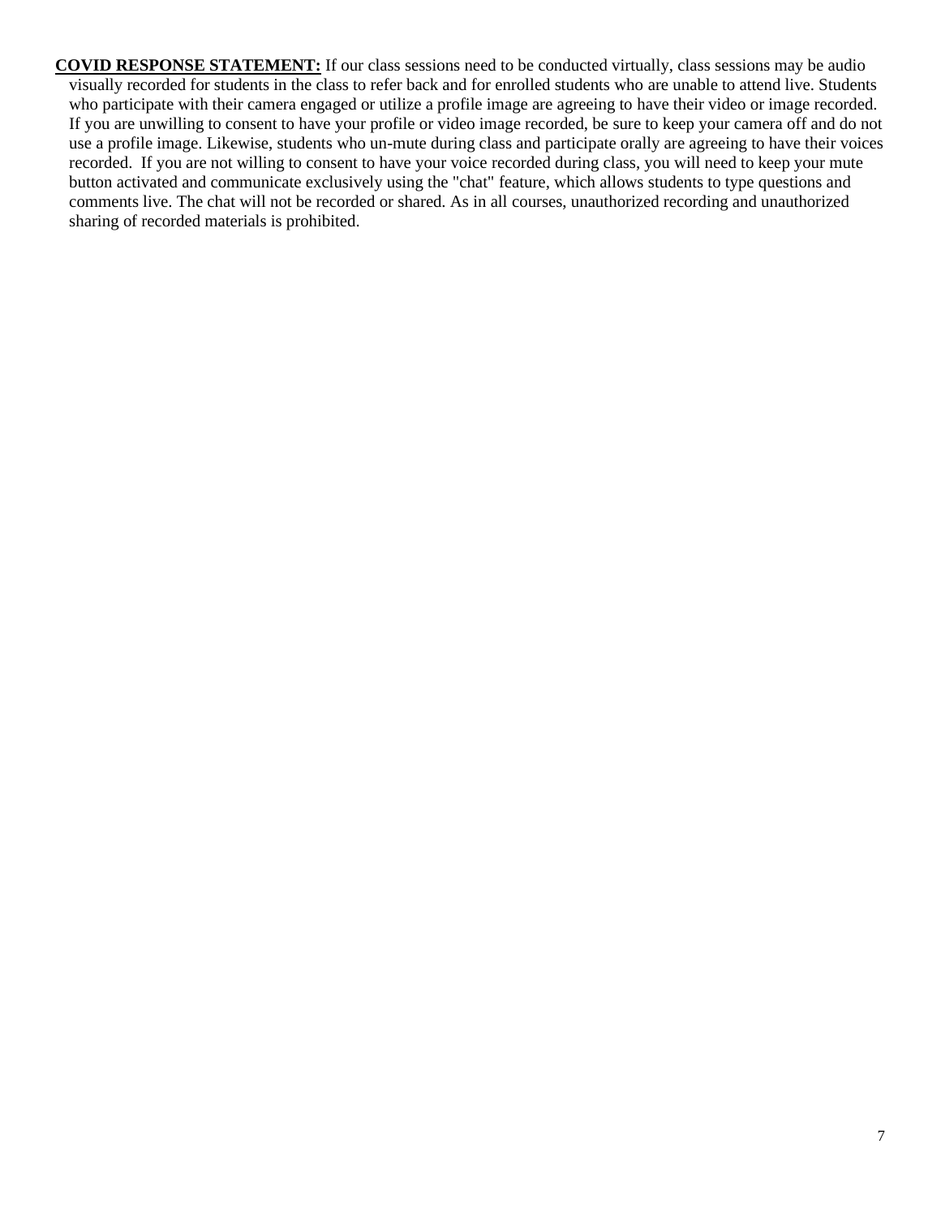**COVID RESPONSE STATEMENT:** If our class sessions need to be conducted virtually, class sessions may be audio visually recorded for students in the class to refer back and for enrolled students who are unable to attend live. Students who participate with their camera engaged or utilize a profile image are agreeing to have their video or image recorded. If you are unwilling to consent to have your profile or video image recorded, be sure to keep your camera off and do not use a profile image. Likewise, students who un-mute during class and participate orally are agreeing to have their voices recorded. If you are not willing to consent to have your voice recorded during class, you will need to keep your mute button activated and communicate exclusively using the "chat" feature, which allows students to type questions and comments live. The chat will not be recorded or shared. As in all courses, unauthorized recording and unauthorized sharing of recorded materials is prohibited.